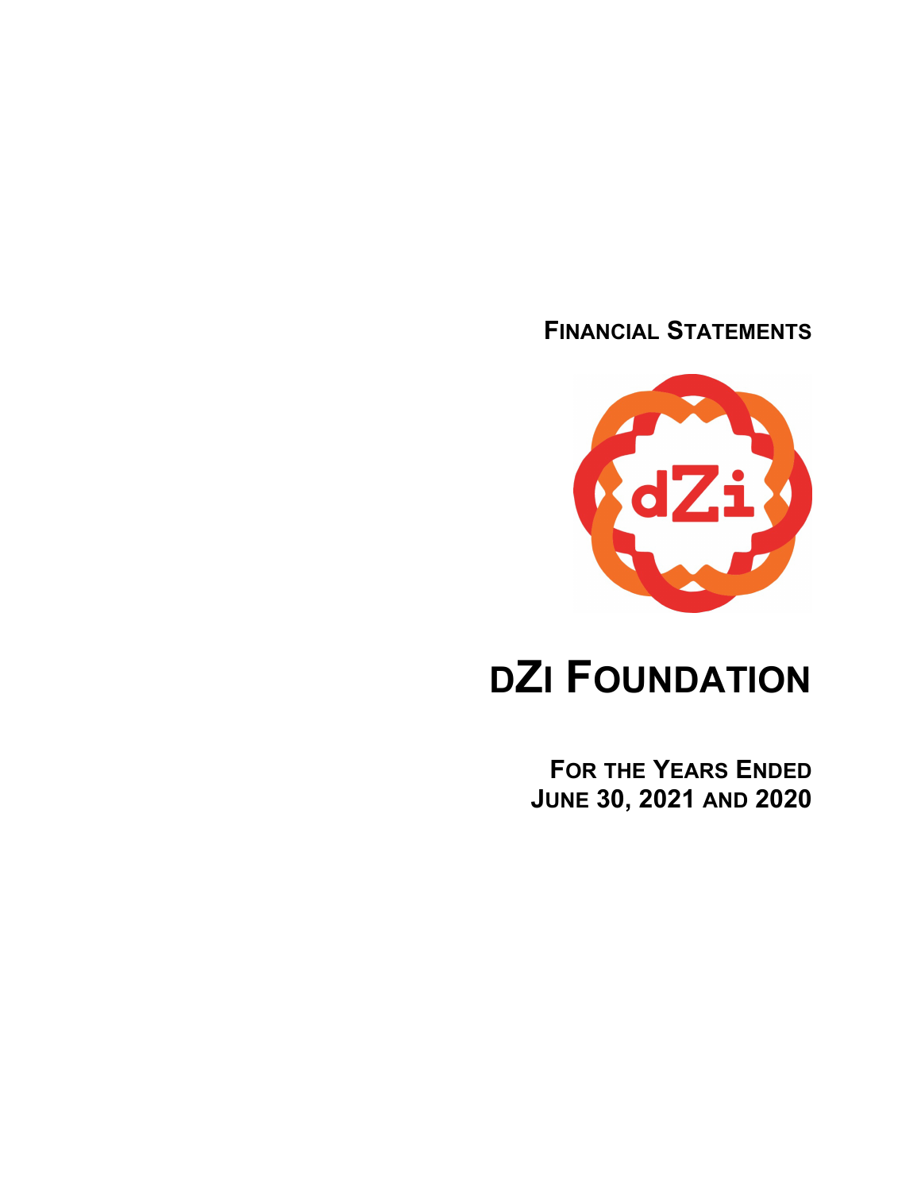# FINANCIAL STATEMENTS

# DZI FOUNDATION

## FOR THE YEARS ENDED JUNE 30, 2021 AND 2020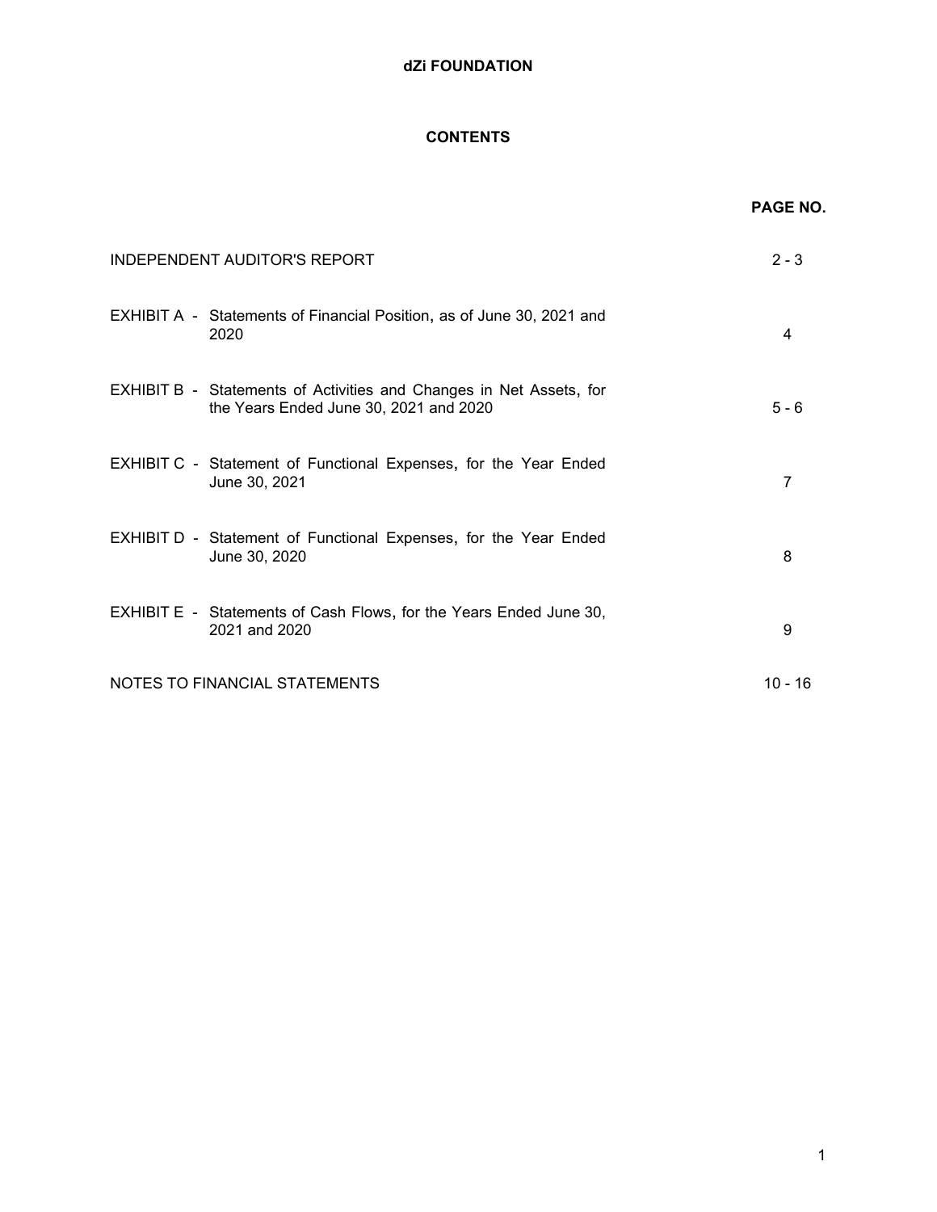# dZi FOUNDATION

## CONTENTS

| | PAGE NO. |
|---|---|
| INDEPENDENT AUDITOR'S REPORT | 2 - 3 |
| EXHIBIT A - Statements of Financial Position, as of June 30, 2021 and 2020 | 4 |
| EXHIBIT B - Statements of Activities and Changes in Net Assets, for the Years Ended June 30, 2021 and 2020 | 5 - 6 |
| EXHIBIT C - Statement of Functional Expenses, for the Year Ended June 30, 2021 | 7 |
| EXHIBIT D - Statement of Functional Expenses, for the Year Ended June 30, 2020 | 8 |
| EXHIBIT E - Statements of Cash Flows, for the Years Ended June 30, 2021 and 2020 | 9 |
| NOTES TO FINANCIAL STATEMENTS | 10 - 16 |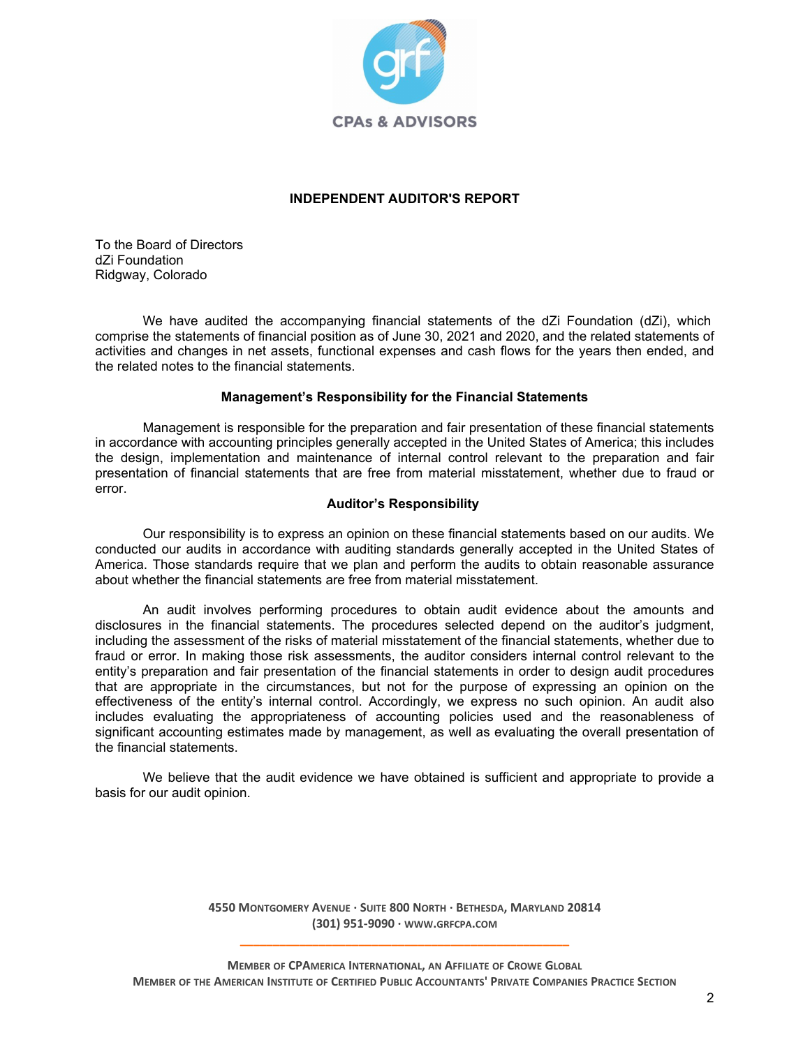grf

CPAs & ADVISORS

## INDEPENDENT AUDITOR'S REPORT

To the Board of Directors
dZi Foundation
Ridgway, Colorado

We have audited the accompanying financial statements of the dZi Foundation (dZi), which comprise the statements of financial position as of June 30, 2021 and 2020, and the related statements of activities and changes in net assets, functional expenses and cash flows for the years then ended, and the related notes to the financial statements.

### Management's Responsibility for the Financial Statements

Management is responsible for the preparation and fair presentation of these financial statements in accordance with accounting principles generally accepted in the United States of America; this includes the design, implementation and maintenance of internal control relevant to the preparation and fair presentation of financial statements that are free from material misstatement, whether due to fraud or error.

### Auditor's Responsibility

Our responsibility is to express an opinion on these financial statements based on our audits. We conducted our audits in accordance with auditing standards generally accepted in the United States of America. Those standards require that we plan and perform the audits to obtain reasonable assurance about whether the financial statements are free from material misstatement.

An audit involves performing procedures to obtain audit evidence about the amounts and disclosures in the financial statements. The procedures selected depend on the auditor's judgment, including the assessment of the risks of material misstatement of the financial statements, whether due to fraud or error. In making those risk assessments, the auditor considers internal control relevant to the entity's preparation and fair presentation of the financial statements in order to design audit procedures that are appropriate in the circumstances, but not for the purpose of expressing an opinion on the effectiveness of the entity's internal control. Accordingly, we express no such opinion. An audit also includes evaluating the appropriateness of accounting policies used and the reasonableness of significant accounting estimates made by management, as well as evaluating the overall presentation of the financial statements.

We believe that the audit evidence we have obtained is sufficient and appropriate to provide a basis for our audit opinion.

4550 Montgomery Avenue · Suite 800 North · Bethesda, Maryland 20814
(301) 951-9090 · www.grfcpa.com

Member of CPAmerica International, an Affiliate of Crowe Global
Member of the American Institute of Certified Public Accountants' Private Companies Practice Section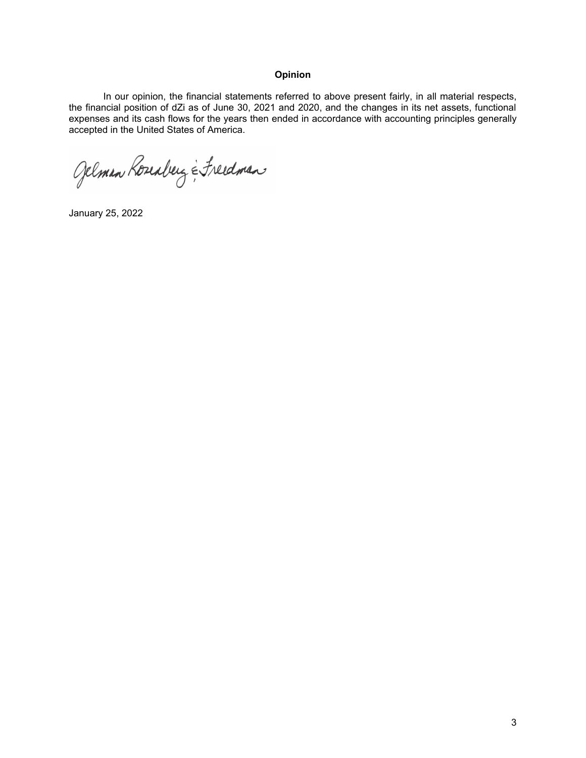**Opinion**

In our opinion, the financial statements referred to above present fairly, in all material respects, the financial position of dZi as of June 30, 2021 and 2020, and the changes in its net assets, functional expenses and its cash flows for the years then ended in accordance with accounting principles generally accepted in the United States of America.

Gelman Rosenberg & Freedman

January 25, 2022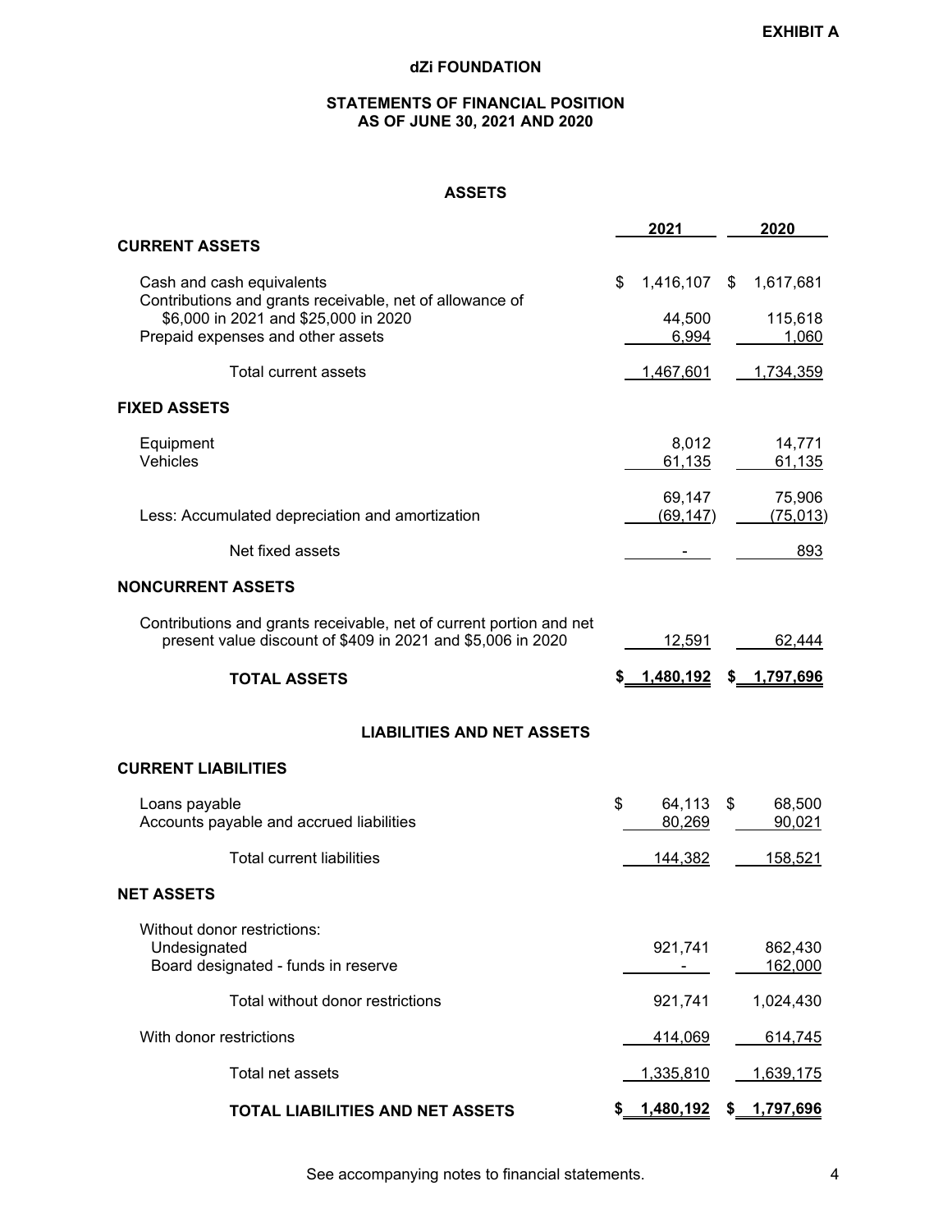**EXHIBIT A**

# dZi FOUNDATION

## STATEMENTS OF FINANCIAL POSITION
## AS OF JUNE 30, 2021 AND 2020

### ASSETS

| | 2021 | 2020 |
|---|---|---|
| **CURRENT ASSETS** | | |
| Cash and cash equivalents | $ 1,416,107 | $ 1,617,681 |
| Contributions and grants receivable, net of allowance of $6,000 in 2021 and $25,000 in 2020 | 44,500 | 115,618 |
| Prepaid expenses and other assets | 6,994 | 1,060 |
| Total current assets | 1,467,601 | 1,734,359 |
| **FIXED ASSETS** | | |
| Equipment | 8,012 | 14,771 |
| Vehicles | 61,135 | 61,135 |
| | 69,147 | 75,906 |
| Less: Accumulated depreciation and amortization | (69,147) | (75,013) |
| Net fixed assets | - | 893 |
| **NONCURRENT ASSETS** | | |
| Contributions and grants receivable, net of current portion and net present value discount of $409 in 2021 and $5,006 in 2020 | 12,591 | 62,444 |
| **TOTAL ASSETS** | **$ 1,480,192** | **$ 1,797,696** |

### LIABILITIES AND NET ASSETS

| | 2021 | 2020 |
|---|---|---|
| **CURRENT LIABILITIES** | | |
| Loans payable | $ 64,113 | $ 68,500 |
| Accounts payable and accrued liabilities | 80,269 | 90,021 |
| Total current liabilities | 144,382 | 158,521 |
| **NET ASSETS** | | |
| Without donor restrictions: | | |
| Undesignated | 921,741 | 862,430 |
| Board designated - funds in reserve | - | 162,000 |
| Total without donor restrictions | 921,741 | 1,024,430 |
| With donor restrictions | 414,069 | 614,745 |
| Total net assets | 1,335,810 | 1,639,175 |
| **TOTAL LIABILITIES AND NET ASSETS** | **$ 1,480,192** | **$ 1,797,696** |

See accompanying notes to financial statements.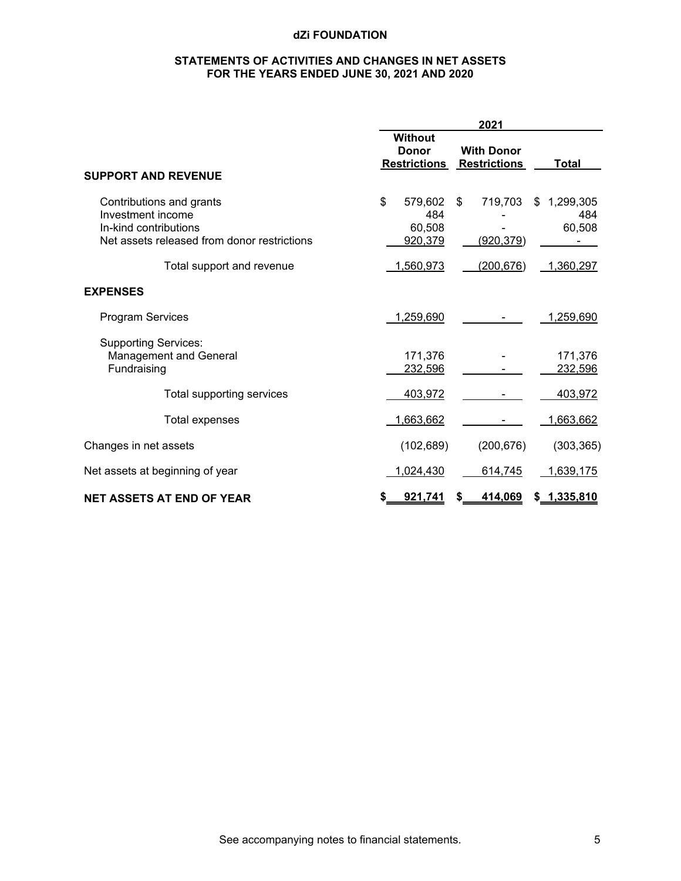**dZi FOUNDATION**

**STATEMENTS OF ACTIVITIES AND CHANGES IN NET ASSETS**
**FOR THE YEARS ENDED JUNE 30, 2021 AND 2020**

| | 2021 | | |
|---|---|---|---|
| | **Without Donor Restrictions** | **With Donor Restrictions** | **Total** |
| **SUPPORT AND REVENUE** | | | |
| Contributions and grants | $ 579,602 | $ 719,703 | $ 1,299,305 |
| Investment income | 484 | - | 484 |
| In-kind contributions | 60,508 | - | 60,508 |
| Net assets released from donor restrictions | 920,379 | (920,379) | - |
| Total support and revenue | 1,560,973 | (200,676) | 1,360,297 |
| **EXPENSES** | | | |
| Program Services | 1,259,690 | - | 1,259,690 |
| Supporting Services: | | | |
| Management and General | 171,376 | - | 171,376 |
| Fundraising | 232,596 | - | 232,596 |
| Total supporting services | 403,972 | - | 403,972 |
| Total expenses | 1,663,662 | - | 1,663,662 |
| Changes in net assets | (102,689) | (200,676) | (303,365) |
| Net assets at beginning of year | 1,024,430 | 614,745 | 1,639,175 |
| **NET ASSETS AT END OF YEAR** | **$ 921,741** | **$ 414,069** | **$ 1,335,810** |

See accompanying notes to financial statements.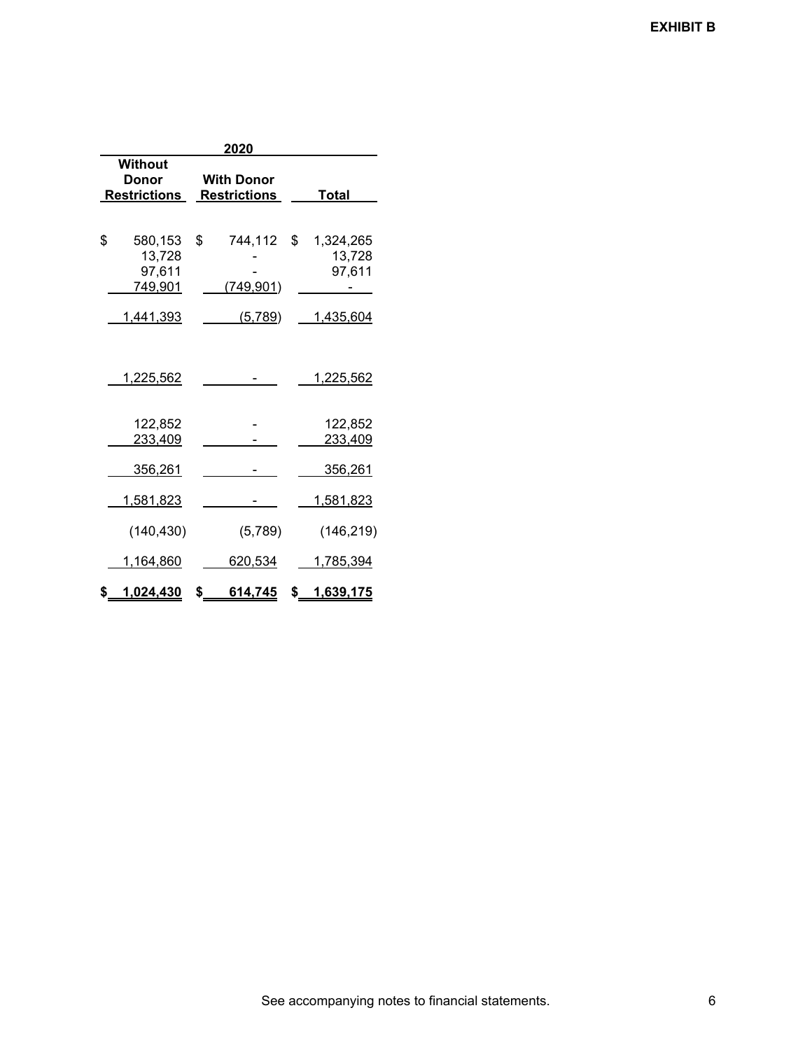**EXHIBIT B**

| 2020 | | |
|---|---|---|
| Without Donor Restrictions | With Donor Restrictions | Total |
| | | |
| $ 580,153 | $ 744,112 | $ 1,324,265 |
| 13,728 | - | 13,728 |
| 97,611 | - | 97,611 |
| 749,901 | (749,901) | - |
| 1,441,393 | (5,789) | 1,435,604 |
| | | |
| 1,225,562 | - | 1,225,562 |
| | | |
| 122,852 | - | 122,852 |
| 233,409 | - | 233,409 |
| 356,261 | - | 356,261 |
| 1,581,823 | - | 1,581,823 |
| (140,430) | (5,789) | (146,219) |
| 1,164,860 | 620,534 | 1,785,394 |
| **$ 1,024,430** | **$ 614,745** | **$ 1,639,175** |

See accompanying notes to financial statements.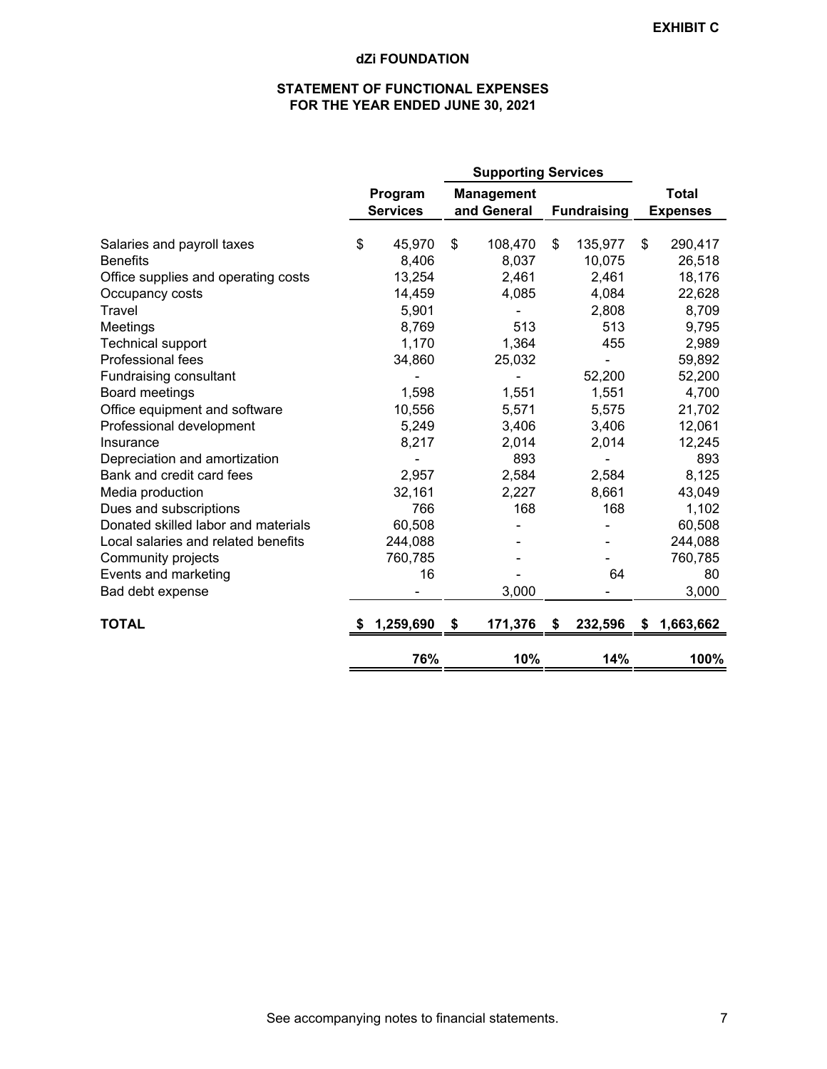EXHIBIT C

# dZi FOUNDATION

## STATEMENT OF FUNCTIONAL EXPENSES
## FOR THE YEAR ENDED JUNE 30, 2021

| | | Supporting Services | | |
|---|---|---|---|---|
| | Program Services | Management and General | Fundraising | Total Expenses |
| Salaries and payroll taxes | $ 45,970 | $ 108,470 | $ 135,977 | $ 290,417 |
| Benefits | 8,406 | 8,037 | 10,075 | 26,518 |
| Office supplies and operating costs | 13,254 | 2,461 | 2,461 | 18,176 |
| Occupancy costs | 14,459 | 4,085 | 4,084 | 22,628 |
| Travel | 5,901 | - | 2,808 | 8,709 |
| Meetings | 8,769 | 513 | 513 | 9,795 |
| Technical support | 1,170 | 1,364 | 455 | 2,989 |
| Professional fees | 34,860 | 25,032 | - | 59,892 |
| Fundraising consultant | - | - | 52,200 | 52,200 |
| Board meetings | 1,598 | 1,551 | 1,551 | 4,700 |
| Office equipment and software | 10,556 | 5,571 | 5,575 | 21,702 |
| Professional development | 5,249 | 3,406 | 3,406 | 12,061 |
| Insurance | 8,217 | 2,014 | 2,014 | 12,245 |
| Depreciation and amortization | - | 893 | - | 893 |
| Bank and credit card fees | 2,957 | 2,584 | 2,584 | 8,125 |
| Media production | 32,161 | 2,227 | 8,661 | 43,049 |
| Dues and subscriptions | 766 | 168 | 168 | 1,102 |
| Donated skilled labor and materials | 60,508 | - | - | 60,508 |
| Local salaries and related benefits | 244,088 | - | - | 244,088 |
| Community projects | 760,785 | - | - | 760,785 |
| Events and marketing | 16 | - | 64 | 80 |
| Bad debt expense | - | 3,000 | - | 3,000 |
| **TOTAL** | **$ 1,259,690** | **$ 171,376** | **$ 232,596** | **$ 1,663,662** |
| | **76%** | **10%** | **14%** | **100%** |

See accompanying notes to financial statements.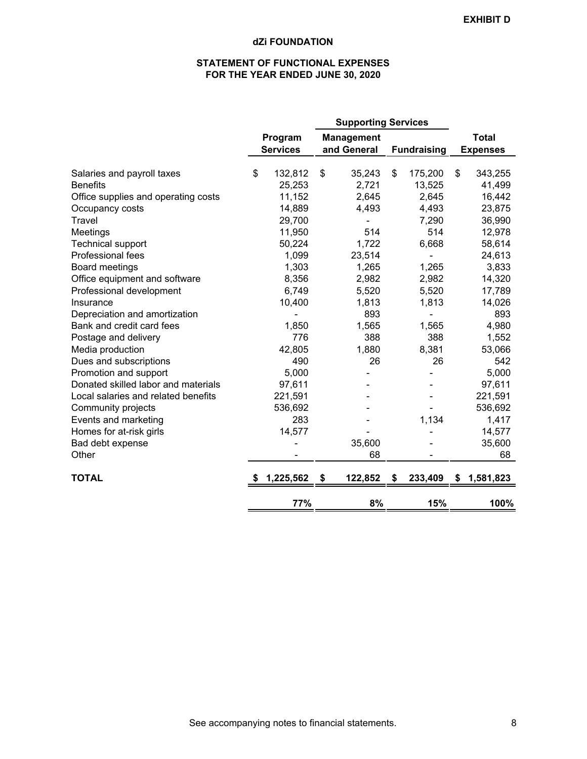**EXHIBIT D**

## dZi FOUNDATION

### STATEMENT OF FUNCTIONAL EXPENSES
### FOR THE YEAR ENDED JUNE 30, 2020

| | Program Services | Supporting Services: Management and General | Supporting Services: Fundraising | Total Expenses |
|---|---|---|---|---|
| Salaries and payroll taxes | $ 132,812 | $ 35,243 | $ 175,200 | $ 343,255 |
| Benefits | 25,253 | 2,721 | 13,525 | 41,499 |
| Office supplies and operating costs | 11,152 | 2,645 | 2,645 | 16,442 |
| Occupancy costs | 14,889 | 4,493 | 4,493 | 23,875 |
| Travel | 29,700 | - | 7,290 | 36,990 |
| Meetings | 11,950 | 514 | 514 | 12,978 |
| Technical support | 50,224 | 1,722 | 6,668 | 58,614 |
| Professional fees | 1,099 | 23,514 | - | 24,613 |
| Board meetings | 1,303 | 1,265 | 1,265 | 3,833 |
| Office equipment and software | 8,356 | 2,982 | 2,982 | 14,320 |
| Professional development | 6,749 | 5,520 | 5,520 | 17,789 |
| Insurance | 10,400 | 1,813 | 1,813 | 14,026 |
| Depreciation and amortization | - | 893 | - | 893 |
| Bank and credit card fees | 1,850 | 1,565 | 1,565 | 4,980 |
| Postage and delivery | 776 | 388 | 388 | 1,552 |
| Media production | 42,805 | 1,880 | 8,381 | 53,066 |
| Dues and subscriptions | 490 | 26 | 26 | 542 |
| Promotion and support | 5,000 | - | - | 5,000 |
| Donated skilled labor and materials | 97,611 | - | - | 97,611 |
| Local salaries and related benefits | 221,591 | - | - | 221,591 |
| Community projects | 536,692 | - | - | 536,692 |
| Events and marketing | 283 | - | 1,134 | 1,417 |
| Homes for at-risk girls | 14,577 | - | - | 14,577 |
| Bad debt expense | - | 35,600 | - | 35,600 |
| Other | - | 68 | - | 68 |
| **TOTAL** | **$ 1,225,562** | **$ 122,852** | **$ 233,409** | **$ 1,581,823** |
| | **77%** | **8%** | **15%** | **100%** |

See accompanying notes to financial statements.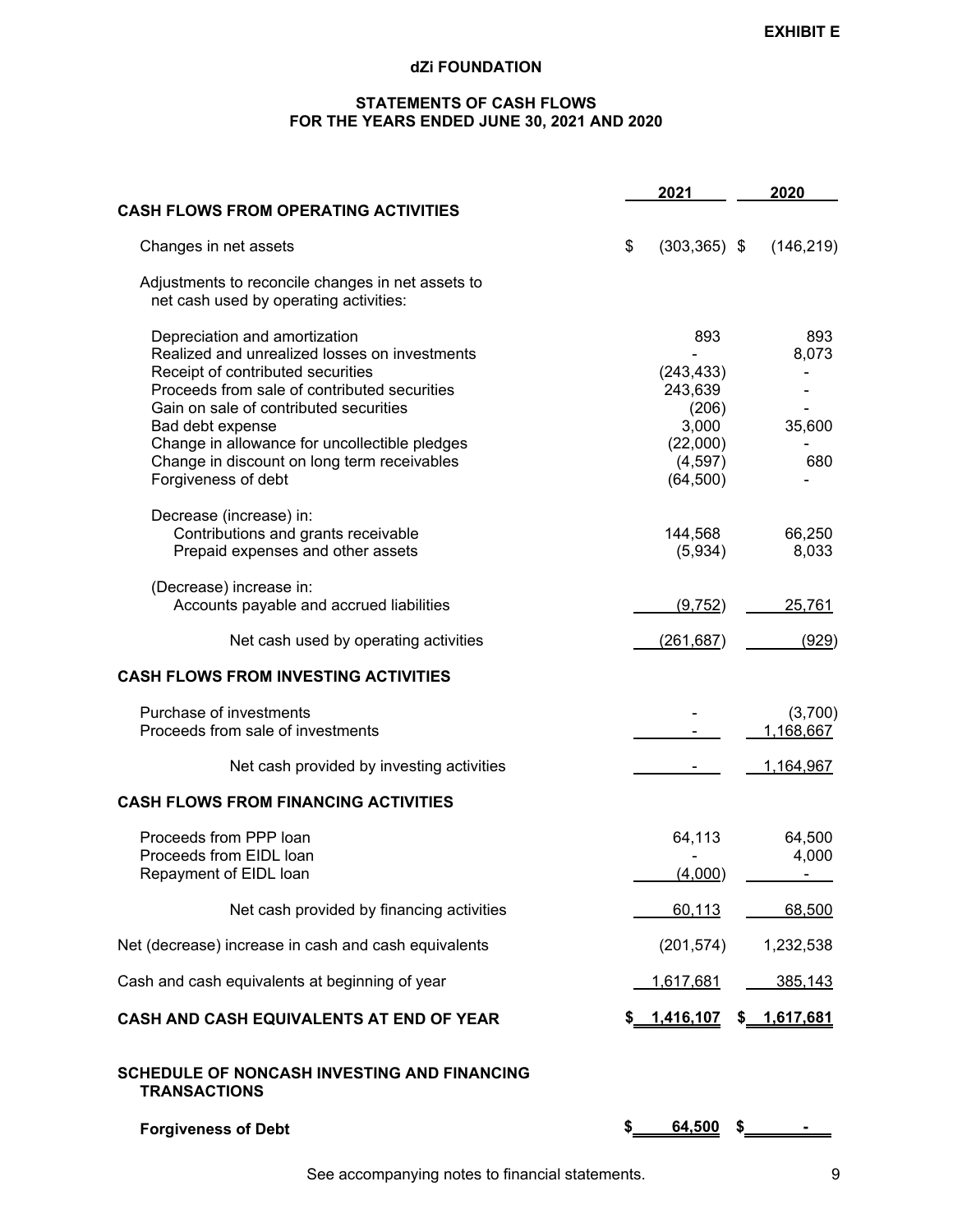**EXHIBIT E**

# dZi FOUNDATION

## STATEMENTS OF CASH FLOWS
## FOR THE YEARS ENDED JUNE 30, 2021 AND 2020

| | 2021 | 2020 |
|---|---|---|
| **CASH FLOWS FROM OPERATING ACTIVITIES** | | |
| Changes in net assets | $ (303,365) | $ (146,219) |
| Adjustments to reconcile changes in net assets to net cash used by operating activities: | | |
| Depreciation and amortization | 893 | 893 |
| Realized and unrealized losses on investments | - | 8,073 |
| Receipt of contributed securities | (243,433) | - |
| Proceeds from sale of contributed securities | 243,639 | - |
| Gain on sale of contributed securities | (206) | - |
| Bad debt expense | 3,000 | 35,600 |
| Change in allowance for uncollectible pledges | (22,000) | - |
| Change in discount on long term receivables | (4,597) | 680 |
| Forgiveness of debt | (64,500) | - |
| Decrease (increase) in: | | |
| Contributions and grants receivable | 144,568 | 66,250 |
| Prepaid expenses and other assets | (5,934) | 8,033 |
| (Decrease) increase in: | | |
| Accounts payable and accrued liabilities | (9,752) | 25,761 |
| Net cash used by operating activities | (261,687) | (929) |
| **CASH FLOWS FROM INVESTING ACTIVITIES** | | |
| Purchase of investments | - | (3,700) |
| Proceeds from sale of investments | - | 1,168,667 |
| Net cash provided by investing activities | - | 1,164,967 |
| **CASH FLOWS FROM FINANCING ACTIVITIES** | | |
| Proceeds from PPP loan | 64,113 | 64,500 |
| Proceeds from EIDL loan | - | 4,000 |
| Repayment of EIDL loan | (4,000) | - |
| Net cash provided by financing activities | 60,113 | 68,500 |
| Net (decrease) increase in cash and cash equivalents | (201,574) | 1,232,538 |
| Cash and cash equivalents at beginning of year | 1,617,681 | 385,143 |
| **CASH AND CASH EQUIVALENTS AT END OF YEAR** | **$ 1,416,107** | **$ 1,617,681** |

**SCHEDULE OF NONCASH INVESTING AND FINANCING TRANSACTIONS**

| | 2021 | 2020 |
|---|---|---|
| **Forgiveness of Debt** | **$ 64,500** | **$ -** |

See accompanying notes to financial statements.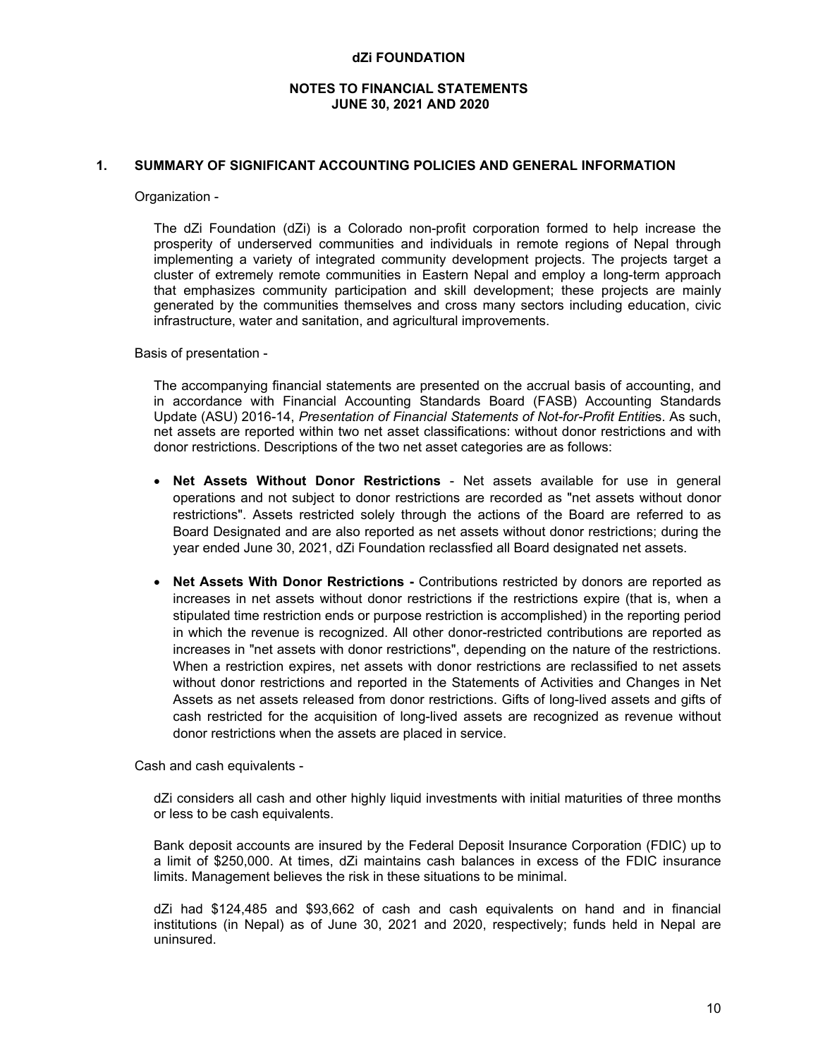# dZi FOUNDATION

## NOTES TO FINANCIAL STATEMENTS
## JUNE 30, 2021 AND 2020

### 1. SUMMARY OF SIGNIFICANT ACCOUNTING POLICIES AND GENERAL INFORMATION

Organization -

The dZi Foundation (dZi) is a Colorado non-profit corporation formed to help increase the prosperity of underserved communities and individuals in remote regions of Nepal through implementing a variety of integrated community development projects. The projects target a cluster of extremely remote communities in Eastern Nepal and employ a long-term approach that emphasizes community participation and skill development; these projects are mainly generated by the communities themselves and cross many sectors including education, civic infrastructure, water and sanitation, and agricultural improvements.

Basis of presentation -

The accompanying financial statements are presented on the accrual basis of accounting, and in accordance with Financial Accounting Standards Board (FASB) Accounting Standards Update (ASU) 2016-14, *Presentation of Financial Statements of Not-for-Profit Entitie*s. As such, net assets are reported within two net asset classifications: without donor restrictions and with donor restrictions. Descriptions of the two net asset categories are as follows:

- **Net Assets Without Donor Restrictions** - Net assets available for use in general operations and not subject to donor restrictions are recorded as "net assets without donor restrictions". Assets restricted solely through the actions of the Board are referred to as Board Designated and are also reported as net assets without donor restrictions; during the year ended June 30, 2021, dZi Foundation reclassfied all Board designated net assets.

- **Net Assets With Donor Restrictions -** Contributions restricted by donors are reported as increases in net assets without donor restrictions if the restrictions expire (that is, when a stipulated time restriction ends or purpose restriction is accomplished) in the reporting period in which the revenue is recognized. All other donor-restricted contributions are reported as increases in "net assets with donor restrictions", depending on the nature of the restrictions. When a restriction expires, net assets with donor restrictions are reclassified to net assets without donor restrictions and reported in the Statements of Activities and Changes in Net Assets as net assets released from donor restrictions. Gifts of long-lived assets and gifts of cash restricted for the acquisition of long-lived assets are recognized as revenue without donor restrictions when the assets are placed in service.

Cash and cash equivalents -

dZi considers all cash and other highly liquid investments with initial maturities of three months or less to be cash equivalents.

Bank deposit accounts are insured by the Federal Deposit Insurance Corporation (FDIC) up to a limit of $250,000. At times, dZi maintains cash balances in excess of the FDIC insurance limits. Management believes the risk in these situations to be minimal.

dZi had $124,485 and $93,662 of cash and cash equivalents on hand and in financial institutions (in Nepal) as of June 30, 2021 and 2020, respectively; funds held in Nepal are uninsured.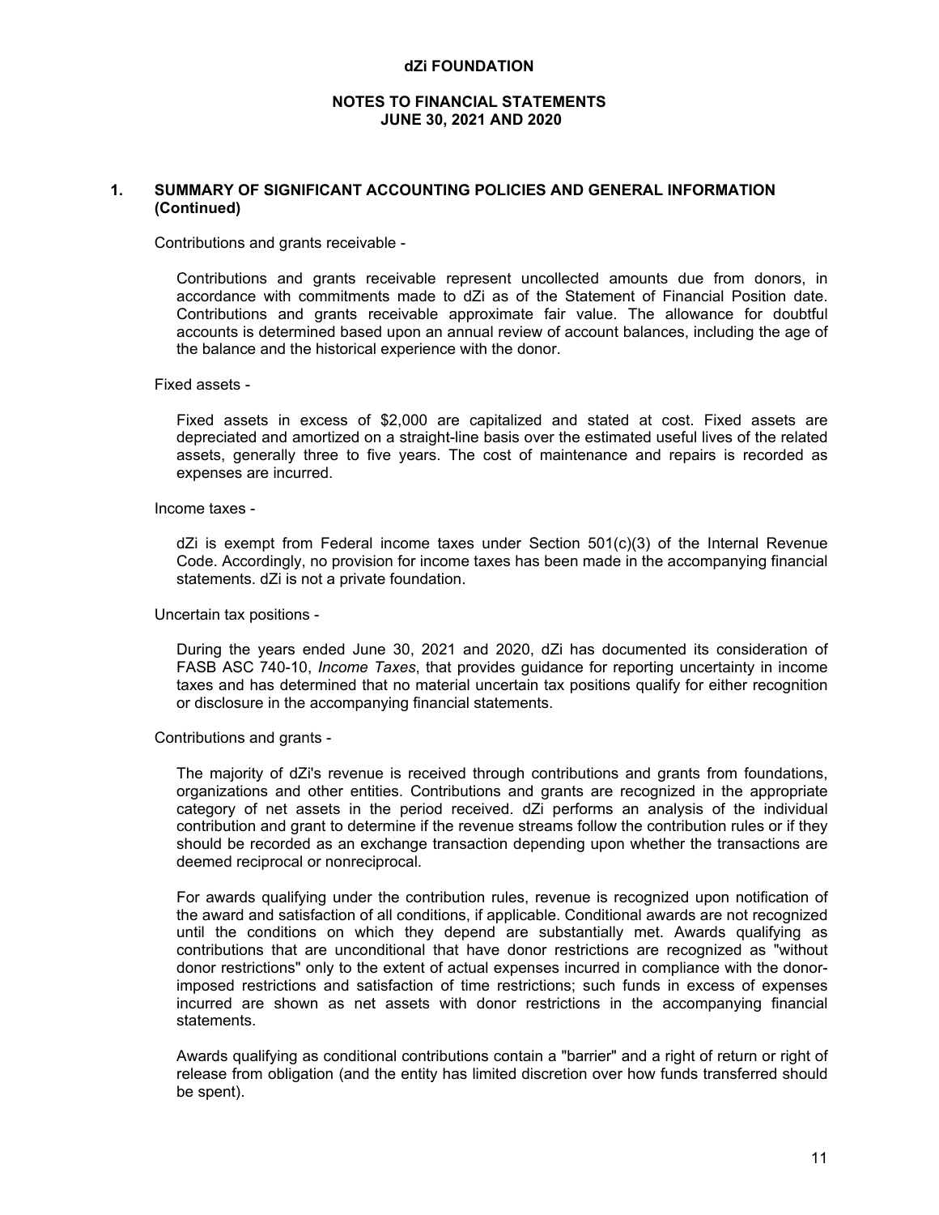## 1. SUMMARY OF SIGNIFICANT ACCOUNTING POLICIES AND GENERAL INFORMATION (Continued)

Contributions and grants receivable -

Contributions and grants receivable represent uncollected amounts due from donors, in accordance with commitments made to dZi as of the Statement of Financial Position date. Contributions and grants receivable approximate fair value. The allowance for doubtful accounts is determined based upon an annual review of account balances, including the age of the balance and the historical experience with the donor.

Fixed assets -

Fixed assets in excess of $2,000 are capitalized and stated at cost. Fixed assets are depreciated and amortized on a straight-line basis over the estimated useful lives of the related assets, generally three to five years. The cost of maintenance and repairs is recorded as expenses are incurred.

Income taxes -

dZi is exempt from Federal income taxes under Section 501(c)(3) of the Internal Revenue Code. Accordingly, no provision for income taxes has been made in the accompanying financial statements. dZi is not a private foundation.

Uncertain tax positions -

During the years ended June 30, 2021 and 2020, dZi has documented its consideration of FASB ASC 740-10, *Income Taxes*, that provides guidance for reporting uncertainty in income taxes and has determined that no material uncertain tax positions qualify for either recognition or disclosure in the accompanying financial statements.

Contributions and grants -

The majority of dZi's revenue is received through contributions and grants from foundations, organizations and other entities. Contributions and grants are recognized in the appropriate category of net assets in the period received. dZi performs an analysis of the individual contribution and grant to determine if the revenue streams follow the contribution rules or if they should be recorded as an exchange transaction depending upon whether the transactions are deemed reciprocal or nonreciprocal.

For awards qualifying under the contribution rules, revenue is recognized upon notification of the award and satisfaction of all conditions, if applicable. Conditional awards are not recognized until the conditions on which they depend are substantially met. Awards qualifying as contributions that are unconditional that have donor restrictions are recognized as "without donor restrictions" only to the extent of actual expenses incurred in compliance with the donor-imposed restrictions and satisfaction of time restrictions; such funds in excess of expenses incurred are shown as net assets with donor restrictions in the accompanying financial statements.

Awards qualifying as conditional contributions contain a "barrier" and a right of return or right of release from obligation (and the entity has limited discretion over how funds transferred should be spent).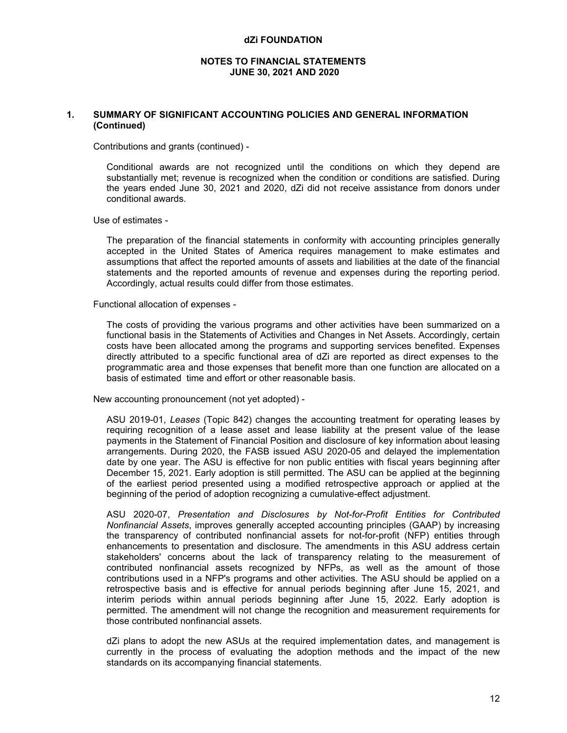**dZi FOUNDATION**

**NOTES TO FINANCIAL STATEMENTS**
**JUNE 30, 2021 AND 2020**

## 1. SUMMARY OF SIGNIFICANT ACCOUNTING POLICIES AND GENERAL INFORMATION (Continued)

Contributions and grants (continued) -

Conditional awards are not recognized until the conditions on which they depend are substantially met; revenue is recognized when the condition or conditions are satisfied. During the years ended June 30, 2021 and 2020, dZi did not receive assistance from donors under conditional awards.

Use of estimates -

The preparation of the financial statements in conformity with accounting principles generally accepted in the United States of America requires management to make estimates and assumptions that affect the reported amounts of assets and liabilities at the date of the financial statements and the reported amounts of revenue and expenses during the reporting period. Accordingly, actual results could differ from those estimates.

Functional allocation of expenses -

The costs of providing the various programs and other activities have been summarized on a functional basis in the Statements of Activities and Changes in Net Assets. Accordingly, certain costs have been allocated among the programs and supporting services benefited. Expenses directly attributed to a specific functional area of dZi are reported as direct expenses to the programmatic area and those expenses that benefit more than one function are allocated on a basis of estimated time and effort or other reasonable basis.

New accounting pronouncement (not yet adopted) -

ASU 2019-01, *Leases* (Topic 842) changes the accounting treatment for operating leases by requiring recognition of a lease asset and lease liability at the present value of the lease payments in the Statement of Financial Position and disclosure of key information about leasing arrangements. During 2020, the FASB issued ASU 2020-05 and delayed the implementation date by one year. The ASU is effective for non public entities with fiscal years beginning after December 15, 2021. Early adoption is still permitted. The ASU can be applied at the beginning of the earliest period presented using a modified retrospective approach or applied at the beginning of the period of adoption recognizing a cumulative-effect adjustment.

ASU 2020-07, *Presentation and Disclosures by Not-for-Profit Entities for Contributed Nonfinancial Assets*, improves generally accepted accounting principles (GAAP) by increasing the transparency of contributed nonfinancial assets for not-for-profit (NFP) entities through enhancements to presentation and disclosure. The amendments in this ASU address certain stakeholders' concerns about the lack of transparency relating to the measurement of contributed nonfinancial assets recognized by NFPs, as well as the amount of those contributions used in a NFP's programs and other activities. The ASU should be applied on a retrospective basis and is effective for annual periods beginning after June 15, 2021, and interim periods within annual periods beginning after June 15, 2022. Early adoption is permitted. The amendment will not change the recognition and measurement requirements for those contributed nonfinancial assets.

dZi plans to adopt the new ASUs at the required implementation dates, and management is currently in the process of evaluating the adoption methods and the impact of the new standards on its accompanying financial statements.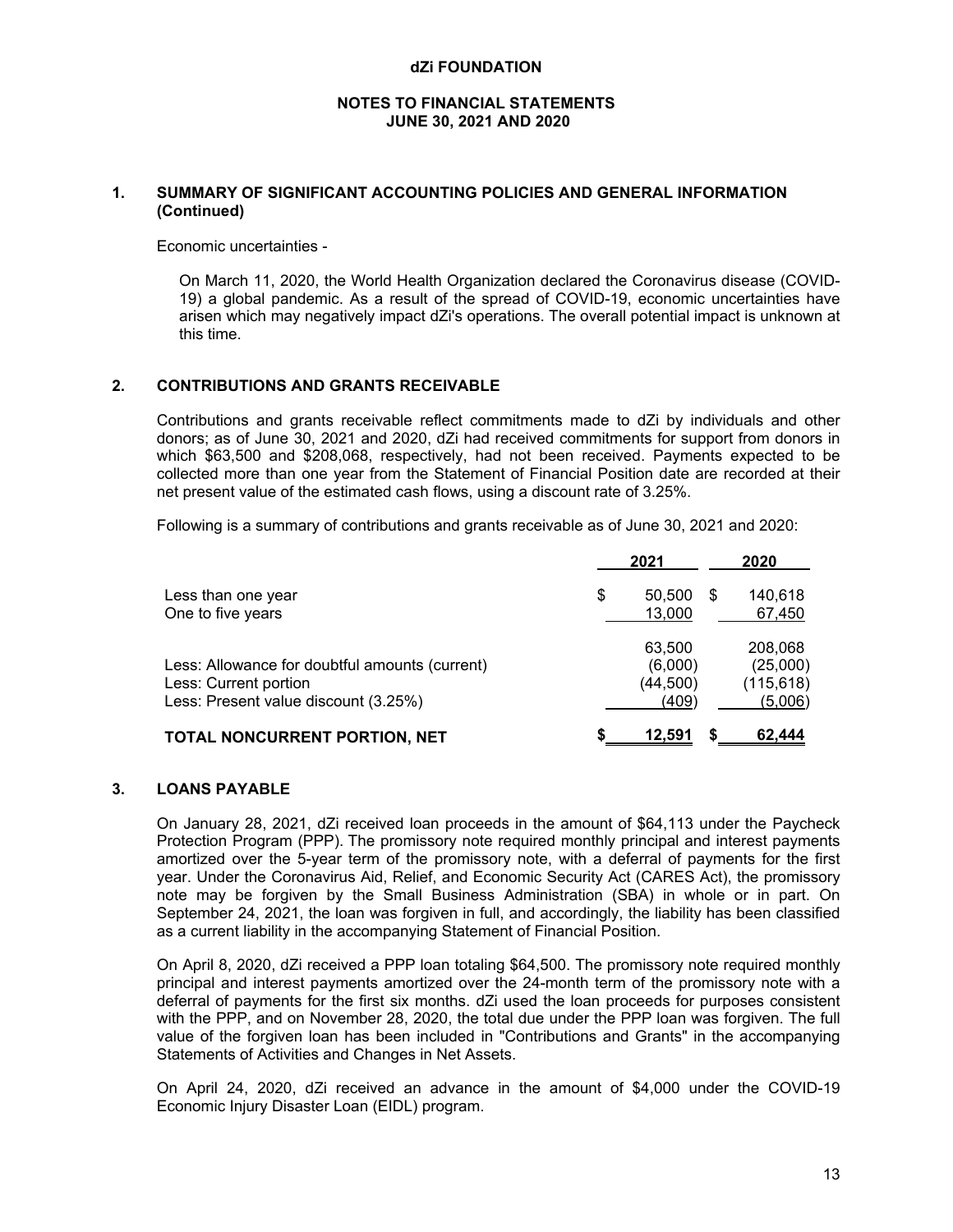**dZi FOUNDATION**

**NOTES TO FINANCIAL STATEMENTS**
**JUNE 30, 2021 AND 2020**

## 1. SUMMARY OF SIGNIFICANT ACCOUNTING POLICIES AND GENERAL INFORMATION (Continued)

Economic uncertainties -

On March 11, 2020, the World Health Organization declared the Coronavirus disease (COVID-19) a global pandemic. As a result of the spread of COVID-19, economic uncertainties have arisen which may negatively impact dZi's operations. The overall potential impact is unknown at this time.

## 2. CONTRIBUTIONS AND GRANTS RECEIVABLE

Contributions and grants receivable reflect commitments made to dZi by individuals and other donors; as of June 30, 2021 and 2020, dZi had received commitments for support from donors in which $63,500 and $208,068, respectively, had not been received. Payments expected to be collected more than one year from the Statement of Financial Position date are recorded at their net present value of the estimated cash flows, using a discount rate of 3.25%.

Following is a summary of contributions and grants receivable as of June 30, 2021 and 2020:

| | 2021 | 2020 |
|---|---|---|
| Less than one year | $ 50,500 | $ 140,618 |
| One to five years | 13,000 | 67,450 |
| | 63,500 | 208,068 |
| Less: Allowance for doubtful amounts (current) | (6,000) | (25,000) |
| Less: Current portion | (44,500) | (115,618) |
| Less: Present value discount (3.25%) | (409) | (5,006) |
| **TOTAL NONCURRENT PORTION, NET** | **$ 12,591** | **$ 62,444** |

## 3. LOANS PAYABLE

On January 28, 2021, dZi received loan proceeds in the amount of $64,113 under the Paycheck Protection Program (PPP). The promissory note required monthly principal and interest payments amortized over the 5-year term of the promissory note, with a deferral of payments for the first year. Under the Coronavirus Aid, Relief, and Economic Security Act (CARES Act), the promissory note may be forgiven by the Small Business Administration (SBA) in whole or in part. On September 24, 2021, the loan was forgiven in full, and accordingly, the liability has been classified as a current liability in the accompanying Statement of Financial Position.

On April 8, 2020, dZi received a PPP loan totaling $64,500. The promissory note required monthly principal and interest payments amortized over the 24-month term of the promissory note with a deferral of payments for the first six months. dZi used the loan proceeds for purposes consistent with the PPP, and on November 28, 2020, the total due under the PPP loan was forgiven. The full value of the forgiven loan has been included in "Contributions and Grants" in the accompanying Statements of Activities and Changes in Net Assets.

On April 24, 2020, dZi received an advance in the amount of $4,000 under the COVID-19 Economic Injury Disaster Loan (EIDL) program.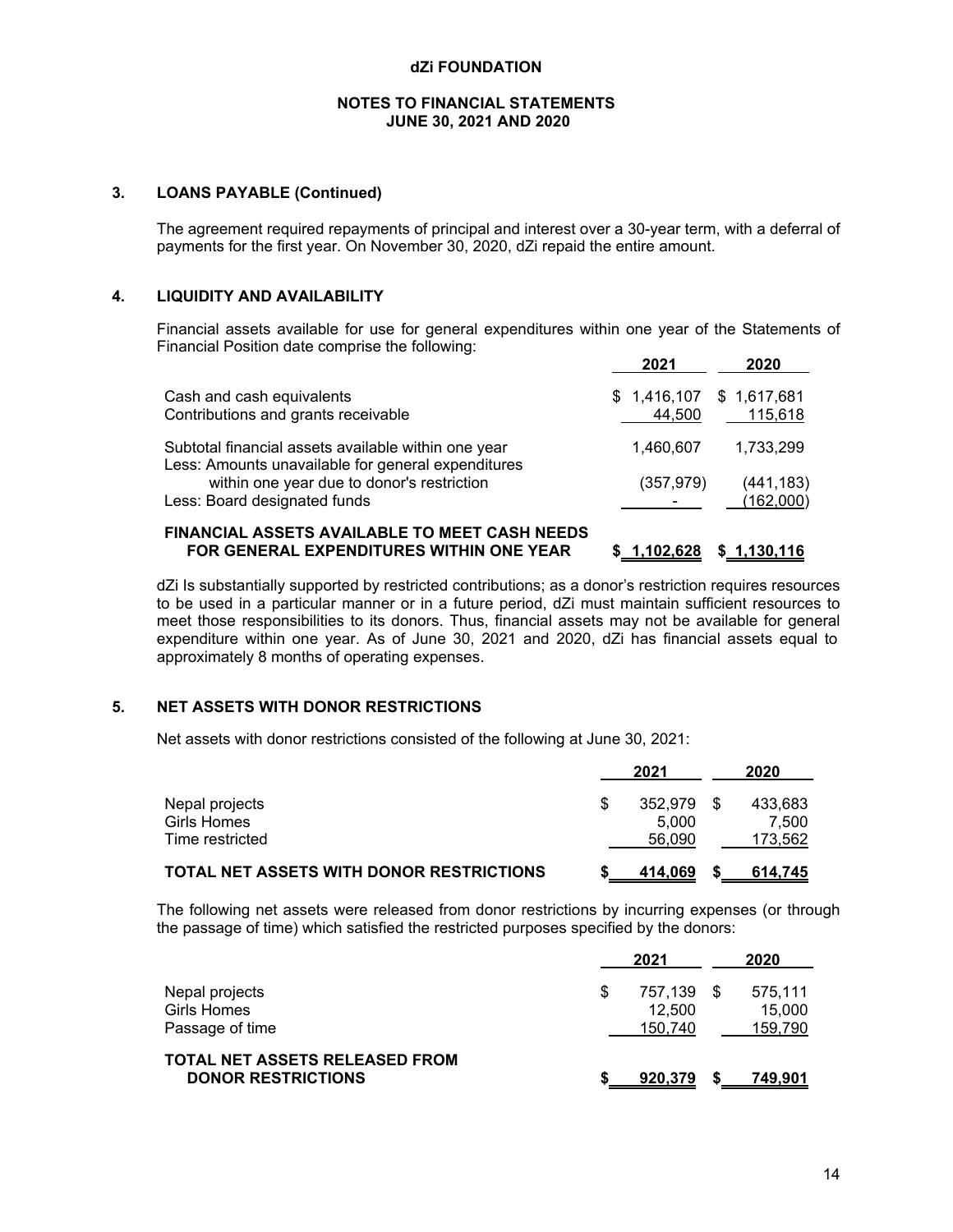**dZi FOUNDATION**

**NOTES TO FINANCIAL STATEMENTS**
**JUNE 30, 2021 AND 2020**

## 3. LOANS PAYABLE (Continued)

The agreement required repayments of principal and interest over a 30-year term, with a deferral of payments for the first year. On November 30, 2020, dZi repaid the entire amount.

## 4. LIQUIDITY AND AVAILABILITY

Financial assets available for use for general expenditures within one year of the Statements of Financial Position date comprise the following:

| | 2021 | 2020 |
|---|---|---|
| Cash and cash equivalents | $ 1,416,107 | $ 1,617,681 |
| Contributions and grants receivable | 44,500 | 115,618 |
| Subtotal financial assets available within one year | 1,460,607 | 1,733,299 |
| Less: Amounts unavailable for general expenditures within one year due to donor's restriction | (357,979) | (441,183) |
| Less: Board designated funds | - | (162,000) |
| **FINANCIAL ASSETS AVAILABLE TO MEET CASH NEEDS FOR GENERAL EXPENDITURES WITHIN ONE YEAR** | **$ 1,102,628** | **$ 1,130,116** |

dZi Is substantially supported by restricted contributions; as a donor's restriction requires resources to be used in a particular manner or in a future period, dZi must maintain sufficient resources to meet those responsibilities to its donors. Thus, financial assets may not be available for general expenditure within one year. As of June 30, 2021 and 2020, dZi has financial assets equal to approximately 8 months of operating expenses.

## 5. NET ASSETS WITH DONOR RESTRICTIONS

Net assets with donor restrictions consisted of the following at June 30, 2021:

| | 2021 | 2020 |
|---|---|---|
| Nepal projects | $ 352,979 | $ 433,683 |
| Girls Homes | 5,000 | 7,500 |
| Time restricted | 56,090 | 173,562 |
| **TOTAL NET ASSETS WITH DONOR RESTRICTIONS** | **$ 414,069** | **$ 614,745** |

The following net assets were released from donor restrictions by incurring expenses (or through the passage of time) which satisfied the restricted purposes specified by the donors:

| | 2021 | 2020 |
|---|---|---|
| Nepal projects | $ 757,139 | $ 575,111 |
| Girls Homes | 12,500 | 15,000 |
| Passage of time | 150,740 | 159,790 |
| **TOTAL NET ASSETS RELEASED FROM DONOR RESTRICTIONS** | **$ 920,379** | **$ 749,901** |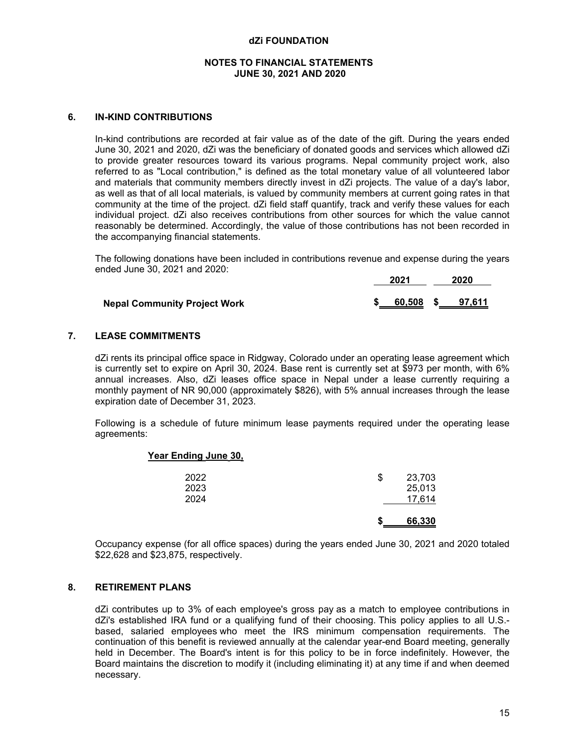**dZi FOUNDATION**

**NOTES TO FINANCIAL STATEMENTS**
**JUNE 30, 2021 AND 2020**

## 6. IN-KIND CONTRIBUTIONS

In-kind contributions are recorded at fair value as of the date of the gift. During the years ended June 30, 2021 and 2020, dZi was the beneficiary of donated goods and services which allowed dZi to provide greater resources toward its various programs. Nepal community project work, also referred to as "Local contribution," is defined as the total monetary value of all volunteered labor and materials that community members directly invest in dZi projects. The value of a day's labor, as well as that of all local materials, is valued by community members at current going rates in that community at the time of the project. dZi field staff quantify, track and verify these values for each individual project. dZi also receives contributions from other sources for which the value cannot reasonably be determined. Accordingly, the value of those contributions has not been recorded in the accompanying financial statements.

The following donations have been included in contributions revenue and expense during the years ended June 30, 2021 and 2020:

| | 2021 | 2020 |
|---|---|---|
| **Nepal Community Project Work** | **$ 60,508** | **$ 97,611** |

## 7. LEASE COMMITMENTS

dZi rents its principal office space in Ridgway, Colorado under an operating lease agreement which is currently set to expire on April 30, 2024. Base rent is currently set at $973 per month, with 6% annual increases. Also, dZi leases office space in Nepal under a lease currently requiring a monthly payment of NR 90,000 (approximately $826), with 5% annual increases through the lease expiration date of December 31, 2023.

Following is a schedule of future minimum lease payments required under the operating lease agreements:

| Year Ending June 30, | |
|---|---|
| 2022 | $ 23,703 |
| 2023 | 25,013 |
| 2024 | 17,614 |
| | **$ 66,330** |

Occupancy expense (for all office spaces) during the years ended June 30, 2021 and 2020 totaled $22,628 and $23,875, respectively.

## 8. RETIREMENT PLANS

dZi contributes up to 3% of each employee's gross pay as a match to employee contributions in dZi's established IRA fund or a qualifying fund of their choosing. This policy applies to all U.S.-based, salaried employees who meet the IRS minimum compensation requirements. The continuation of this benefit is reviewed annually at the calendar year-end Board meeting, generally held in December. The Board's intent is for this policy to be in force indefinitely. However, the Board maintains the discretion to modify it (including eliminating it) at any time if and when deemed necessary.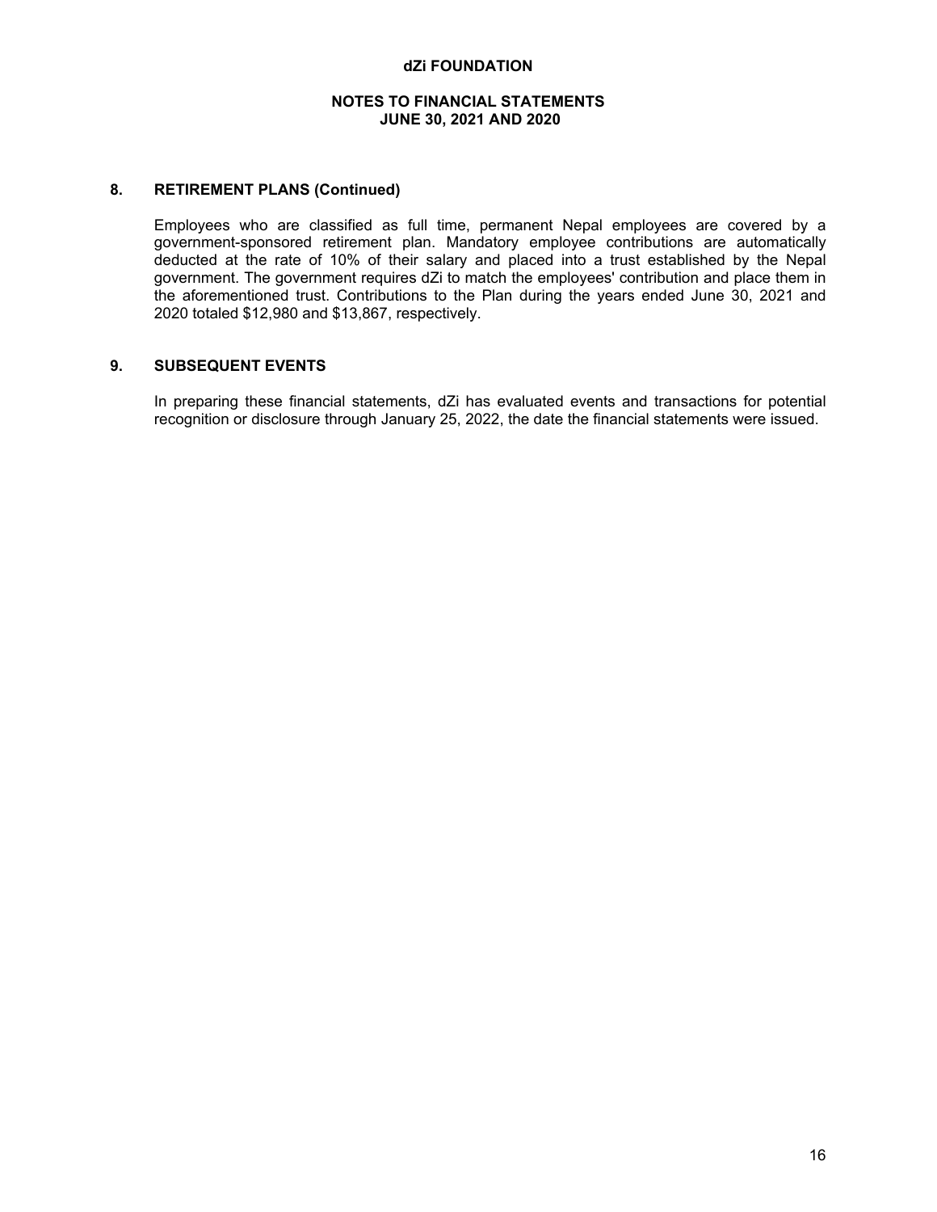## 8. RETIREMENT PLANS (Continued)

Employees who are classified as full time, permanent Nepal employees are covered by a government-sponsored retirement plan. Mandatory employee contributions are automatically deducted at the rate of 10% of their salary and placed into a trust established by the Nepal government. The government requires dZi to match the employees' contribution and place them in the aforementioned trust. Contributions to the Plan during the years ended June 30, 2021 and 2020 totaled $12,980 and $13,867, respectively.

## 9. SUBSEQUENT EVENTS

In preparing these financial statements, dZi has evaluated events and transactions for potential recognition or disclosure through January 25, 2022, the date the financial statements were issued.